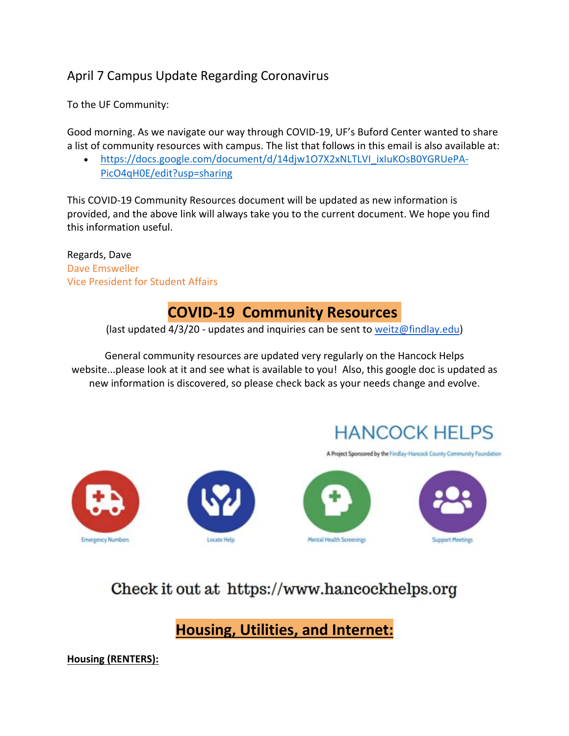April 7 Campus Update Regarding Coronavirus

To the UF Community:

Good morning. As we navigate our way through COVID-19, UF's Buford Center wanted to share a list of community resources with campus. The list that follows in this email is also available at:

- https://docs.google.com/document/d/14djw1O7X2xNLTLVI_ixIuKOsB0YGRUePA-PicO4qH0E/edit?usp=sharing

This COVID-19 Community Resources document will be updated as new information is provided, and the above link will always take you to the current document. We hope you find this information useful.

Regards, Dave
Dave Emsweller
Vice President for Student Affairs

# COVID-19 Community Resources

(last updated 4/3/20 - updates and inquiries can be sent to weitz@findlay.edu)

General community resources are updated very regularly on the Hancock Helps website...please look at it and see what is available to you! Also, this google doc is updated as new information is discovered, so please check back as your needs change and evolve.

HANCOCK HELPS

A Project Sponsored by the Findlay-Hancock County Community Foundation

Emergency Numbers

Locate Help

Mental Health Screenings

Support Meetings

Check it out at https://www.hancockhelps.org

## Housing, Utilities, and Internet:

**Housing (RENTERS):**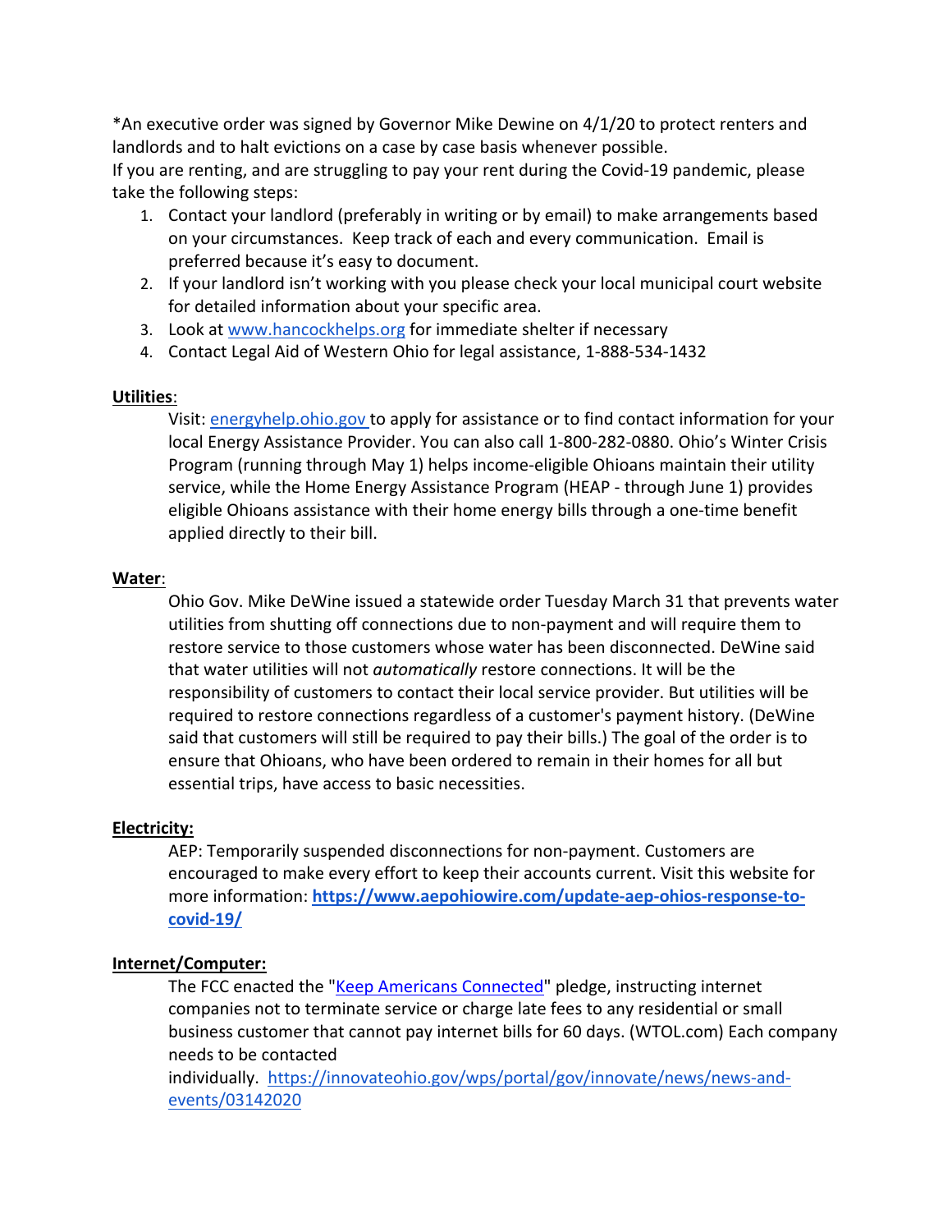*An executive order was signed by Governor Mike Dewine on 4/1/20 to protect renters and landlords and to halt evictions on a case by case basis whenever possible.
If you are renting, and are struggling to pay your rent during the Covid-19 pandemic, please take the following steps:

1. Contact your landlord (preferably in writing or by email) to make arrangements based on your circumstances. Keep track of each and every communication. Email is preferred because it's easy to document.
2. If your landlord isn't working with you please check your local municipal court website for detailed information about your specific area.
3. Look at [www.hancockhelps.org](http://www.hancockhelps.org) for immediate shelter if necessary
4. Contact Legal Aid of Western Ohio for legal assistance, 1-888-534-1432

**Utilities**:

Visit: [energyhelp.ohio.gov](http://energyhelp.ohio.gov) to apply for assistance or to find contact information for your local Energy Assistance Provider. You can also call 1-800-282-0880. Ohio's Winter Crisis Program (running through May 1) helps income-eligible Ohioans maintain their utility service, while the Home Energy Assistance Program (HEAP - through June 1) provides eligible Ohioans assistance with their home energy bills through a one-time benefit applied directly to their bill.

**Water**:

Ohio Gov. Mike DeWine issued a statewide order Tuesday March 31 that prevents water utilities from shutting off connections due to non-payment and will require them to restore service to those customers whose water has been disconnected. DeWine said that water utilities will not *automatically* restore connections. It will be the responsibility of customers to contact their local service provider. But utilities will be required to restore connections regardless of a customer's payment history. (DeWine said that customers will still be required to pay their bills.) The goal of the order is to ensure that Ohioans, who have been ordered to remain in their homes for all but essential trips, have access to basic necessities.

**Electricity:**

AEP: Temporarily suspended disconnections for non-payment. Customers are encouraged to make every effort to keep their accounts current. Visit this website for more information: **[https://www.aepohiowire.com/update-aep-ohios-response-to-covid-19/](https://www.aepohiowire.com/update-aep-ohios-response-to-covid-19/)**

**Internet/Computer:**

The FCC enacted the "Keep Americans Connected" pledge, instructing internet companies not to terminate service or charge late fees to any residential or small business customer that cannot pay internet bills for 60 days. (WTOL.com) Each company needs to be contacted individually. [https://innovateohio.gov/wps/portal/gov/innovate/news/news-and-events/03142020](https://innovateohio.gov/wps/portal/gov/innovate/news/news-and-events/03142020)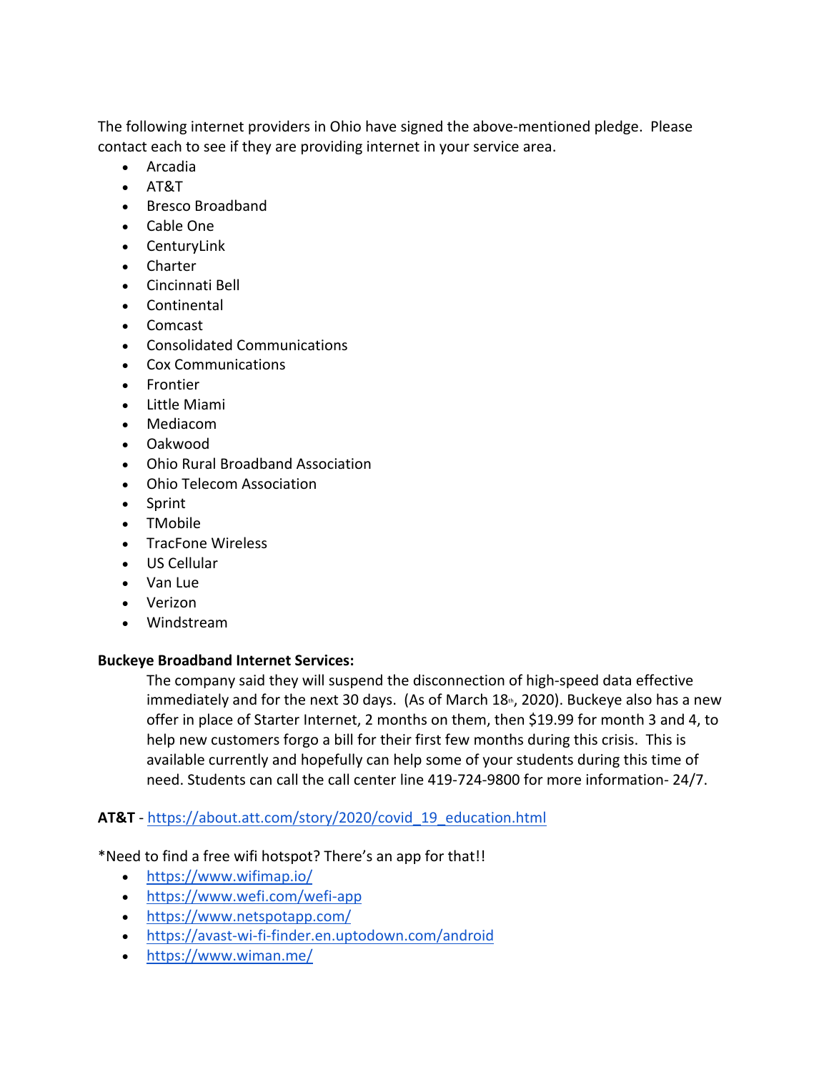The following internet providers in Ohio have signed the above-mentioned pledge. Please contact each to see if they are providing internet in your service area.

- Arcadia
- AT&T
- Bresco Broadband
- Cable One
- CenturyLink
- Charter
- Cincinnati Bell
- Continental
- Comcast
- Consolidated Communications
- Cox Communications
- Frontier
- Little Miami
- Mediacom
- Oakwood
- Ohio Rural Broadband Association
- Ohio Telecom Association
- Sprint
- TMobile
- TracFone Wireless
- US Cellular
- Van Lue
- Verizon
- Windstream

**Buckeye Broadband Internet Services:**

The company said they will suspend the disconnection of high-speed data effective immediately and for the next 30 days. (As of March 18th, 2020). Buckeye also has a new offer in place of Starter Internet, 2 months on them, then $19.99 for month 3 and 4, to help new customers forgo a bill for their first few months during this crisis. This is available currently and hopefully can help some of your students during this time of need. Students can call the call center line 419-724-9800 for more information- 24/7.

**AT&T** - https://about.att.com/story/2020/covid_19_education.html

*Need to find a free wifi hotspot? There's an app for that!!

- https://www.wifimap.io/
- https://www.wefi.com/wefi-app
- https://www.netspotapp.com/
- https://avast-wi-fi-finder.en.uptodown.com/android
- https://www.wiman.me/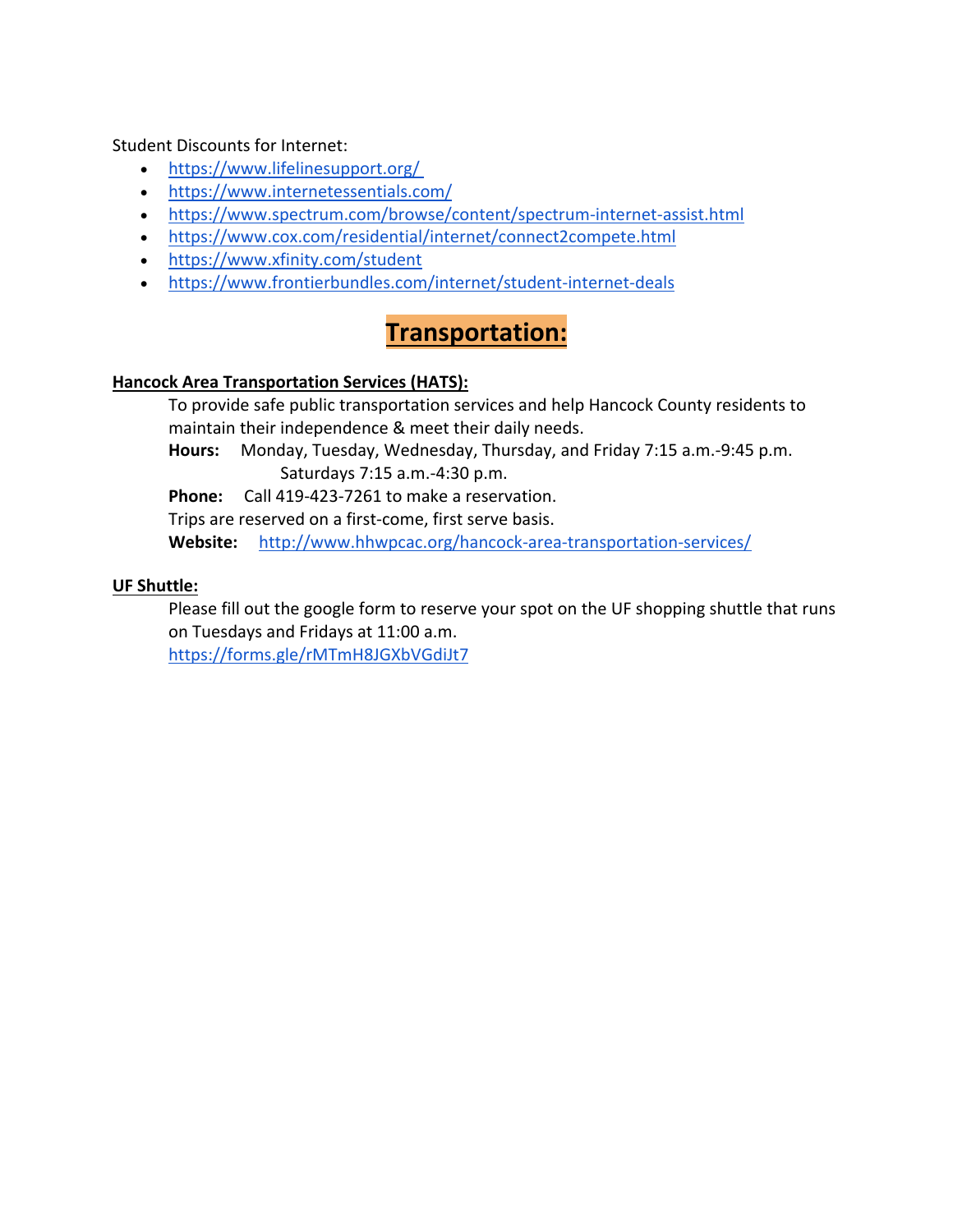Student Discounts for Internet:

- https://www.lifelinesupport.org/
- https://www.internetessentials.com/
- https://www.spectrum.com/browse/content/spectrum-internet-assist.html
- https://www.cox.com/residential/internet/connect2compete.html
- https://www.xfinity.com/student
- https://www.frontierbundles.com/internet/student-internet-deals

# Transportation:

**Hancock Area Transportation Services (HATS):**

To provide safe public transportation services and help Hancock County residents to maintain their independence & meet their daily needs.

**Hours:** Monday, Tuesday, Wednesday, Thursday, and Friday 7:15 a.m.-9:45 p.m.
Saturdays 7:15 a.m.-4:30 p.m.

**Phone:** Call 419-423-7261 to make a reservation.

Trips are reserved on a first-come, first serve basis.

**Website:** http://www.hhwpcac.org/hancock-area-transportation-services/

**UF Shuttle:**

Please fill out the google form to reserve your spot on the UF shopping shuttle that runs on Tuesdays and Fridays at 11:00 a.m.

https://forms.gle/rMTmH8JGXbVGdiJt7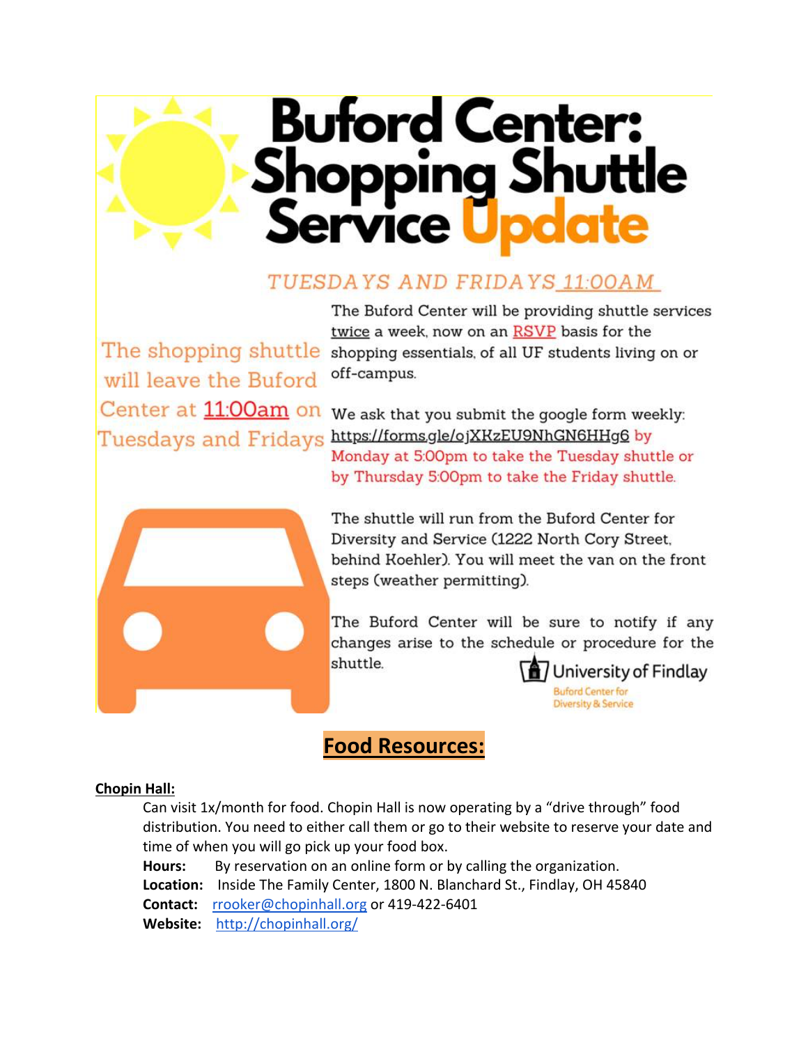# Buford Center: Shopping Shuttle Service Update

## TUESDAYS AND FRIDAYS 11:00AM

The shopping shuttle will leave the Buford Center at 11:00am on Tuesdays and Fridays

The Buford Center will be providing shuttle services twice a week, now on an RSVP basis for the shopping essentials, of all UF students living on or off-campus.

We ask that you submit the google form weekly: https://forms.gle/ojXKzEU9NhGN6HHg6 by Monday at 5:00pm to take the Tuesday shuttle or by Thursday 5:00pm to take the Friday shuttle.

The shuttle will run from the Buford Center for Diversity and Service (1222 North Cory Street, behind Koehler). You will meet the van on the front steps (weather permitting).

The Buford Center will be sure to notify if any changes arise to the schedule or procedure for the shuttle.

University of Findlay
Buford Center for Diversity & Service

## Food Resources:

**Chopin Hall:**

Can visit 1x/month for food. Chopin Hall is now operating by a "drive through" food distribution. You need to either call them or go to their website to reserve your date and time of when you will go pick up your food box.

**Hours:** By reservation on an online form or by calling the organization.
**Location:** Inside The Family Center, 1800 N. Blanchard St., Findlay, OH 45840
**Contact:** rrooker@chopinhall.org or 419-422-6401
**Website:** http://chopinhall.org/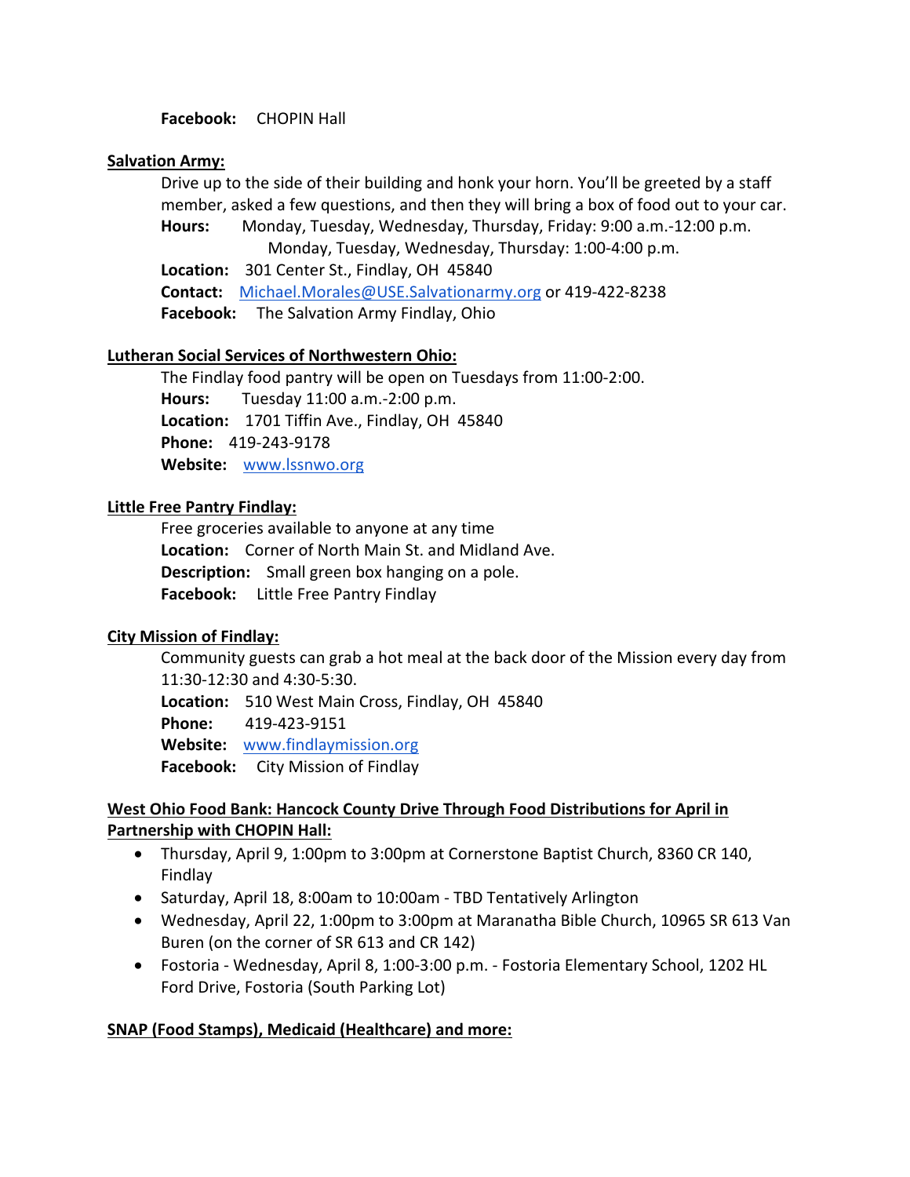**Facebook:** CHOPIN Hall

**Salvation Army:**

Drive up to the side of their building and honk your horn. You'll be greeted by a staff member, asked a few questions, and then they will bring a box of food out to your car.

**Hours:** Monday, Tuesday, Wednesday, Thursday, Friday: 9:00 a.m.-12:00 p.m.
Monday, Tuesday, Wednesday, Thursday: 1:00-4:00 p.m.

**Location:** 301 Center St., Findlay, OH 45840

**Contact:** Michael.Morales@USE.Salvationarmy.org or 419-422-8238

**Facebook:** The Salvation Army Findlay, Ohio

**Lutheran Social Services of Northwestern Ohio:**

The Findlay food pantry will be open on Tuesdays from 11:00-2:00.

**Hours:** Tuesday 11:00 a.m.-2:00 p.m.

**Location:** 1701 Tiffin Ave., Findlay, OH 45840

**Phone:** 419-243-9178

**Website:** www.lssnwo.org

**Little Free Pantry Findlay:**

Free groceries available to anyone at any time

**Location:** Corner of North Main St. and Midland Ave.

**Description:** Small green box hanging on a pole.

**Facebook:** Little Free Pantry Findlay

**City Mission of Findlay:**

Community guests can grab a hot meal at the back door of the Mission every day from 11:30-12:30 and 4:30-5:30.

**Location:** 510 West Main Cross, Findlay, OH 45840

**Phone:** 419-423-9151

**Website:** www.findlaymission.org

**Facebook:** City Mission of Findlay

**West Ohio Food Bank: Hancock County Drive Through Food Distributions for April in Partnership with CHOPIN Hall:**

- Thursday, April 9, 1:00pm to 3:00pm at Cornerstone Baptist Church, 8360 CR 140, Findlay
- Saturday, April 18, 8:00am to 10:00am - TBD Tentatively Arlington
- Wednesday, April 22, 1:00pm to 3:00pm at Maranatha Bible Church, 10965 SR 613 Van Buren (on the corner of SR 613 and CR 142)
- Fostoria - Wednesday, April 8, 1:00-3:00 p.m. - Fostoria Elementary School, 1202 HL Ford Drive, Fostoria (South Parking Lot)

**SNAP (Food Stamps), Medicaid (Healthcare) and more:**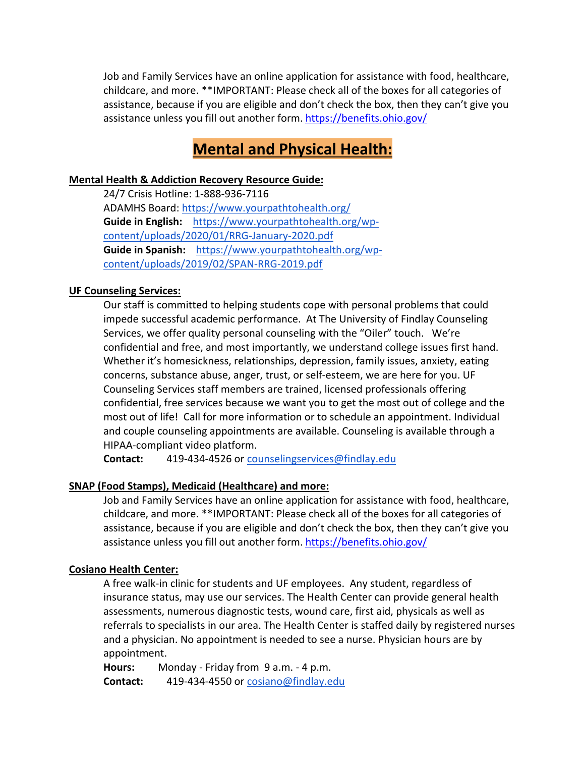Job and Family Services have an online application for assistance with food, healthcare, childcare, and more. **IMPORTANT: Please check all of the boxes for all categories of assistance, because if you are eligible and don't check the box, then they can't give you assistance unless you fill out another form. https://benefits.ohio.gov/

# Mental and Physical Health:

**Mental Health & Addiction Recovery Resource Guide:**

24/7 Crisis Hotline: 1-888-936-7116
ADAMHS Board: https://www.yourpathtohealth.org/
**Guide in English:** https://www.yourpathtohealth.org/wp-content/uploads/2020/01/RRG-January-2020.pdf
**Guide in Spanish:** https://www.yourpathtohealth.org/wp-content/uploads/2019/02/SPAN-RRG-2019.pdf

**UF Counseling Services:**

Our staff is committed to helping students cope with personal problems that could impede successful academic performance. At The University of Findlay Counseling Services, we offer quality personal counseling with the "Oiler" touch. We're confidential and free, and most importantly, we understand college issues first hand. Whether it's homesickness, relationships, depression, family issues, anxiety, eating concerns, substance abuse, anger, trust, or self-esteem, we are here for you. UF Counseling Services staff members are trained, licensed professionals offering confidential, free services because we want you to get the most out of college and the most out of life! Call for more information or to schedule an appointment. Individual and couple counseling appointments are available. Counseling is available through a HIPAA-compliant video platform.
**Contact:** 419-434-4526 or counselingservices@findlay.edu

**SNAP (Food Stamps), Medicaid (Healthcare) and more:**

Job and Family Services have an online application for assistance with food, healthcare, childcare, and more. **IMPORTANT: Please check all of the boxes for all categories of assistance, because if you are eligible and don't check the box, then they can't give you assistance unless you fill out another form. https://benefits.ohio.gov/

**Cosiano Health Center:**

A free walk-in clinic for students and UF employees. Any student, regardless of insurance status, may use our services. The Health Center can provide general health assessments, numerous diagnostic tests, wound care, first aid, physicals as well as referrals to specialists in our area. The Health Center is staffed daily by registered nurses and a physician. No appointment is needed to see a nurse. Physician hours are by appointment.
**Hours:** Monday - Friday from 9 a.m. - 4 p.m.
**Contact:** 419-434-4550 or cosiano@findlay.edu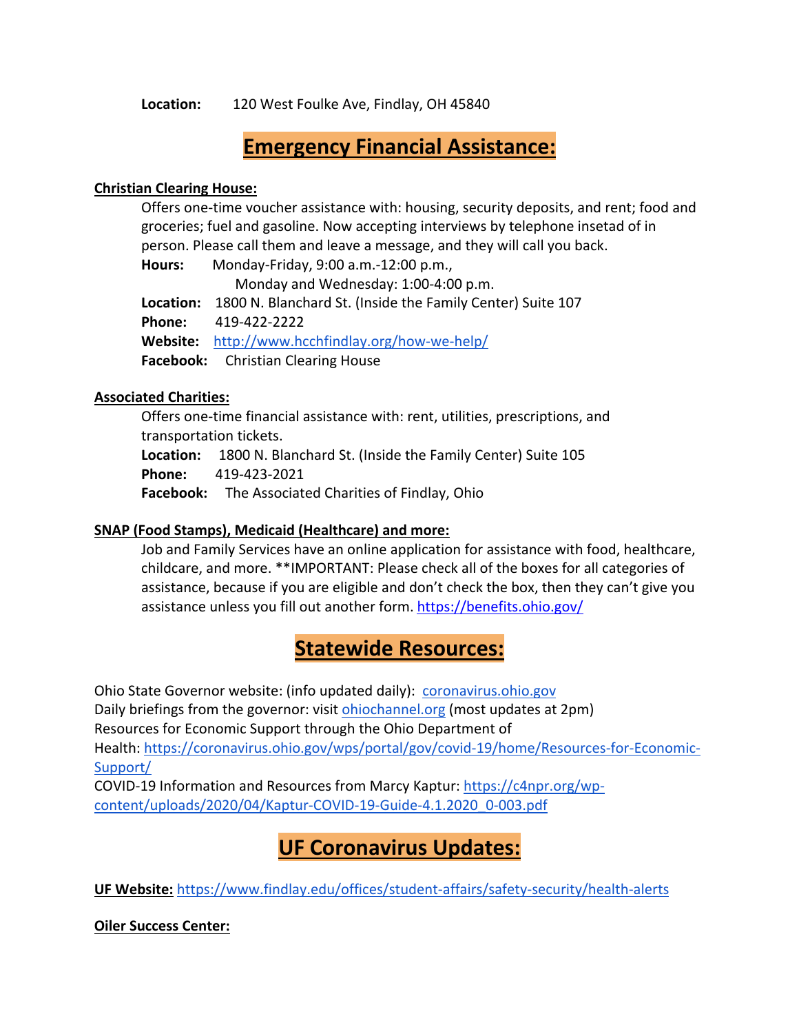**Location:** 120 West Foulke Ave, Findlay, OH 45840

## Emergency Financial Assistance:

**Christian Clearing House:**

Offers one-time voucher assistance with: housing, security deposits, and rent; food and groceries; fuel and gasoline. Now accepting interviews by telephone insetad of in person. Please call them and leave a message, and they will call you back.

**Hours:** Monday-Friday, 9:00 a.m.-12:00 p.m.,
Monday and Wednesday: 1:00-4:00 p.m.

**Location:** 1800 N. Blanchard St. (Inside the Family Center) Suite 107

**Phone:** 419-422-2222

**Website:** http://www.hcchfindlay.org/how-we-help/

**Facebook:** Christian Clearing House

**Associated Charities:**

Offers one-time financial assistance with: rent, utilities, prescriptions, and transportation tickets.

**Location:** 1800 N. Blanchard St. (Inside the Family Center) Suite 105

**Phone:** 419-423-2021

**Facebook:** The Associated Charities of Findlay, Ohio

**SNAP (Food Stamps), Medicaid (Healthcare) and more:**

Job and Family Services have an online application for assistance with food, healthcare, childcare, and more. **IMPORTANT: Please check all of the boxes for all categories of assistance, because if you are eligible and don't check the box, then they can't give you assistance unless you fill out another form. https://benefits.ohio.gov/

## Statewide Resources:

Ohio State Governor website: (info updated daily): coronavirus.ohio.gov
Daily briefings from the governor: visit ohiochannel.org (most updates at 2pm)
Resources for Economic Support through the Ohio Department of Health: https://coronavirus.ohio.gov/wps/portal/gov/covid-19/home/Resources-for-Economic-Support/
COVID-19 Information and Resources from Marcy Kaptur: https://c4npr.org/wp-content/uploads/2020/04/Kaptur-COVID-19-Guide-4.1.2020_0-003.pdf

## UF Coronavirus Updates:

**UF Website:** https://www.findlay.edu/offices/student-affairs/safety-security/health-alerts

**Oiler Success Center:**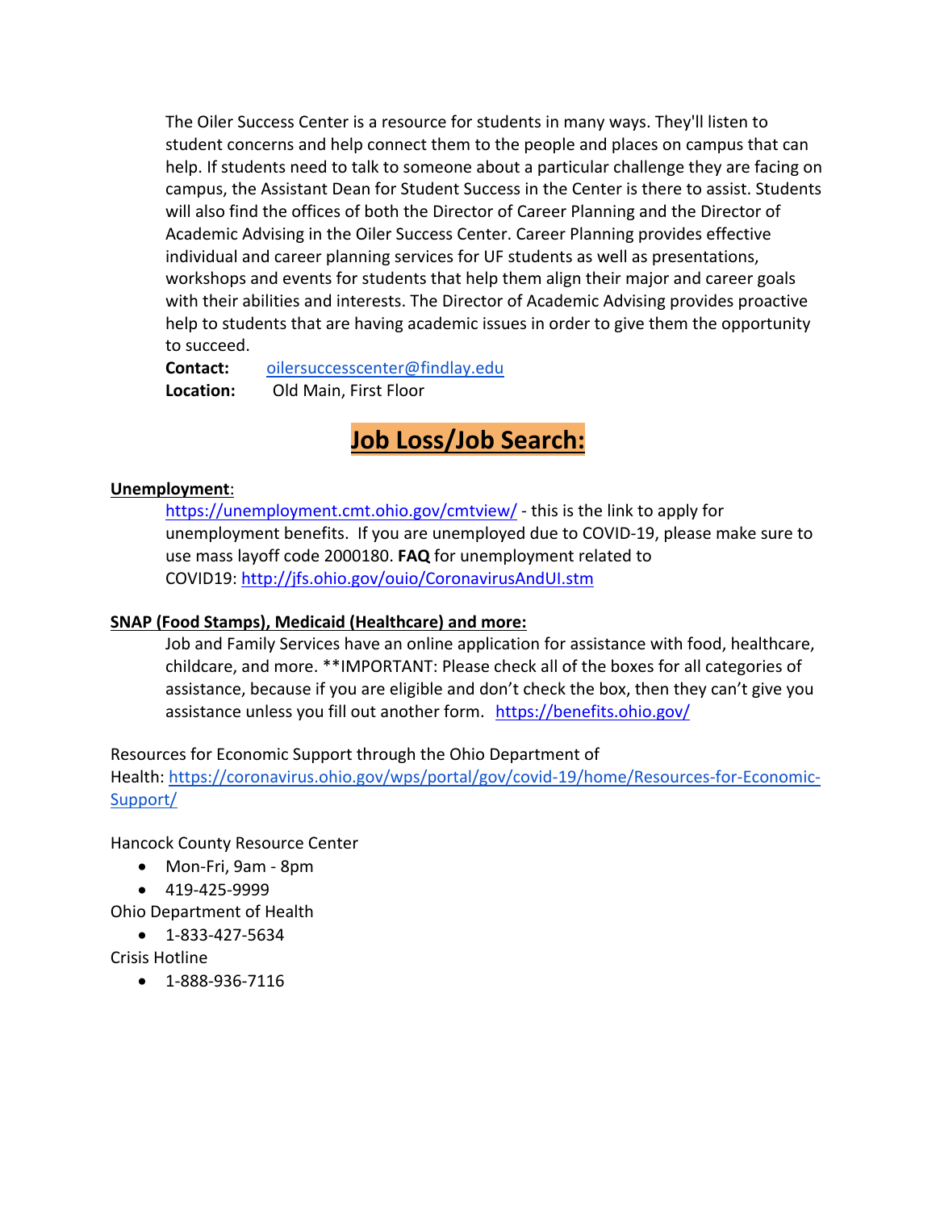The Oiler Success Center is a resource for students in many ways. They'll listen to student concerns and help connect them to the people and places on campus that can help. If students need to talk to someone about a particular challenge they are facing on campus, the Assistant Dean for Student Success in the Center is there to assist. Students will also find the offices of both the Director of Career Planning and the Director of Academic Advising in the Oiler Success Center. Career Planning provides effective individual and career planning services for UF students as well as presentations, workshops and events for students that help them align their major and career goals with their abilities and interests. The Director of Academic Advising provides proactive help to students that are having academic issues in order to give them the opportunity to succeed.

**Contact:** oilersuccesscenter@findlay.edu
**Location:** Old Main, First Floor

## Job Loss/Job Search:

**Unemployment**:

https://unemployment.cmt.ohio.gov/cmtview/ - this is the link to apply for unemployment benefits. If you are unemployed due to COVID-19, please make sure to use mass layoff code 2000180. **FAQ** for unemployment related to COVID19: http://jfs.ohio.gov/ouio/CoronavirusAndUI.stm

**SNAP (Food Stamps), Medicaid (Healthcare) and more:**

Job and Family Services have an online application for assistance with food, healthcare, childcare, and more. **IMPORTANT: Please check all of the boxes for all categories of assistance, because if you are eligible and don't check the box, then they can't give you assistance unless you fill out another form. https://benefits.ohio.gov/

Resources for Economic Support through the Ohio Department of Health: https://coronavirus.ohio.gov/wps/portal/gov/covid-19/home/Resources-for-Economic-Support/

Hancock County Resource Center

- Mon-Fri, 9am - 8pm
- 419-425-9999

Ohio Department of Health

- 1-833-427-5634

Crisis Hotline

- 1-888-936-7116